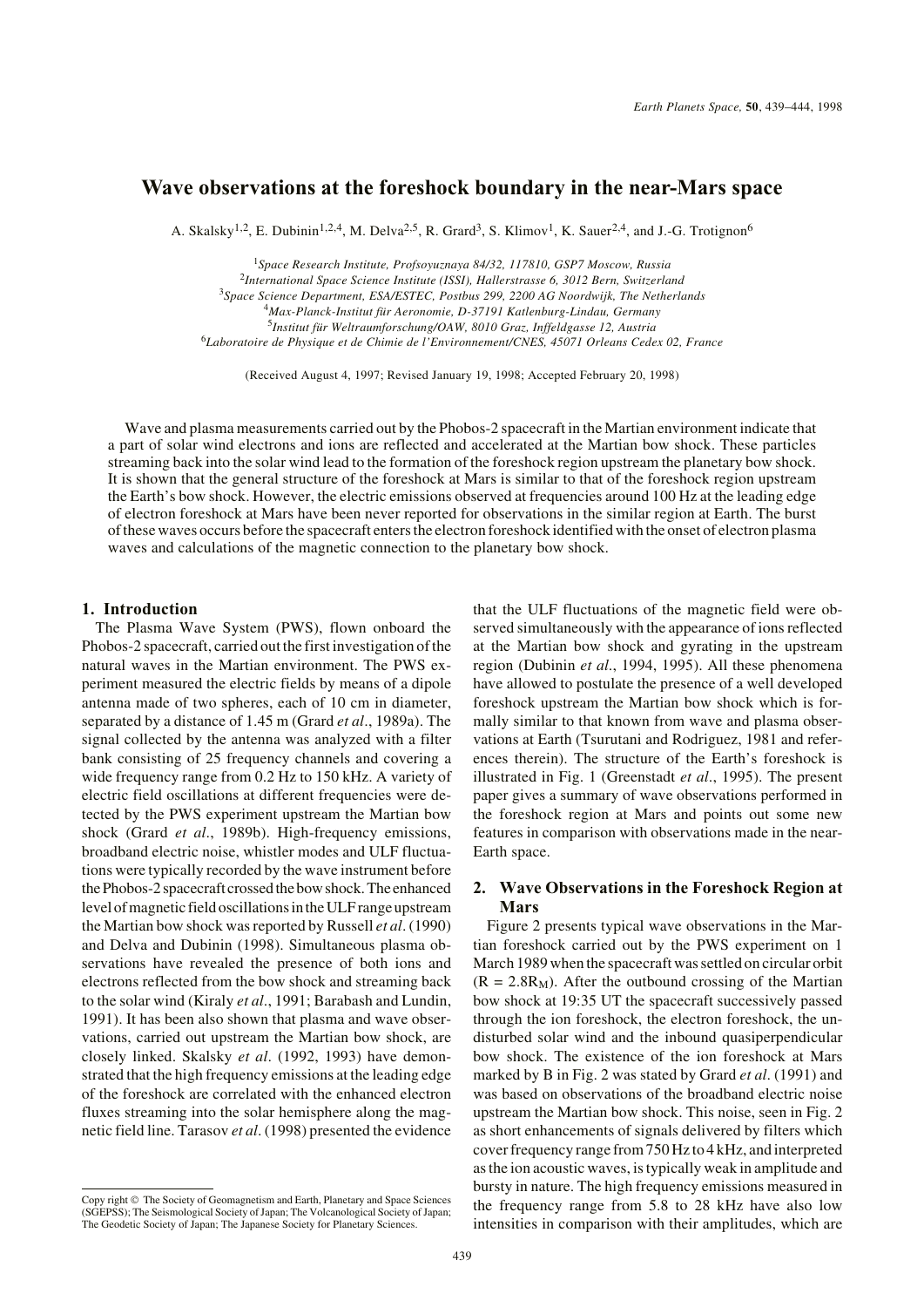# Wave observations at the foreshock boundary in the near-Mars space

A. Skalsky[1,2], E. Dubinin[1,2,4], M. Delva[2,5], R. Grard[3], S. Klimov[1], K. Sauer[2,4], and J.-G. Trotignon[6]

[1]*Space Research Institute, Profsoyuznaya 84/32, 117810, GSP7 Moscow, Russia*
[2]*International Space Science Institute (ISSI), Hallerstrasse 6, 3012 Bern, Switzerland*
[3]*Space Science Department, ESA/ESTEC, Postbus 299, 2200 AG Noordwijk, The Netherlands*
[4]*Max-Planck-Institut für Aeronomie, D-37191 Katlenburg-Lindau, Germany*
[5]*Institut für Weltraumforschung/OAW, 8010 Graz, Inffeldgasse 12, Austria*
[6]*Laboratoire de Physique et de Chimie de l'Environnement/CNES, 45071 Orleans Cedex 02, France*

(Received August 4, 1997; Revised January 19, 1998; Accepted February 20, 1998)

Wave and plasma measurements carried out by the Phobos-2 spacecraft in the Martian environment indicate that a part of solar wind electrons and ions are reflected and accelerated at the Martian bow shock. These particles streaming back into the solar wind lead to the formation of the foreshock region upstream the planetary bow shock. It is shown that the general structure of the foreshock at Mars is similar to that of the foreshock region upstream the Earth's bow shock. However, the electric emissions observed at frequencies around 100 Hz at the leading edge of electron foreshock at Mars have been never reported for observations in the similar region at Earth. The burst of these waves occurs before the spacecraft enters the electron foreshock identified with the onset of electron plasma waves and calculations of the magnetic connection to the planetary bow shock.

## 1. Introduction

The Plasma Wave System (PWS), flown onboard the Phobos-2 spacecraft, carried out the first investigation of the natural waves in the Martian environment. The PWS experiment measured the electric fields by means of a dipole antenna made of two spheres, each of 10 cm in diameter, separated by a distance of 1.45 m (Grard *et al*., 1989a). The signal collected by the antenna was analyzed with a filter bank consisting of 25 frequency channels and covering a wide frequency range from 0.2 Hz to 150 kHz. A variety of electric field oscillations at different frequencies were detected by the PWS experiment upstream the Martian bow shock (Grard *et al*., 1989b). High-frequency emissions, broadband electric noise, whistler modes and ULF fluctuations were typically recorded by the wave instrument before the Phobos-2 spacecraft crossed the bow shock. The enhanced level of magnetic field oscillations in the ULF range upstream the Martian bow shock was reported by Russell *et al*. (1990) and Delva and Dubinin (1998). Simultaneous plasma observations have revealed the presence of both ions and electrons reflected from the bow shock and streaming back to the solar wind (Kiraly *et al*., 1991; Barabash and Lundin, 1991). It has been also shown that plasma and wave observations, carried out upstream the Martian bow shock, are closely linked. Skalsky *et al*. (1992, 1993) have demonstrated that the high frequency emissions at the leading edge of the foreshock are correlated with the enhanced electron fluxes streaming into the solar hemisphere along the magnetic field line. Tarasov *et al*. (1998) presented the evidence that the ULF fluctuations of the magnetic field were observed simultaneously with the appearance of ions reflected at the Martian bow shock and gyrating in the upstream region (Dubinin *et al*., 1994, 1995). All these phenomena have allowed to postulate the presence of a well developed foreshock upstream the Martian bow shock which is formally similar to that known from wave and plasma observations at Earth (Tsurutani and Rodriguez, 1981 and references therein). The structure of the Earth's foreshock is illustrated in Fig. 1 (Greenstadt *et al*., 1995). The present paper gives a summary of wave observations performed in the foreshock region at Mars and points out some new features in comparison with observations made in the near-Earth space.

## 2. Wave Observations in the Foreshock Region at Mars

Figure 2 presents typical wave observations in the Martian foreshock carried out by the PWS experiment on 1 March 1989 when the spacecraft was settled on circular orbit ($R = 2.8R_M$). After the outbound crossing of the Martian bow shock at 19:35 UT the spacecraft successively passed through the ion foreshock, the electron foreshock, the undisturbed solar wind and the inbound quasiperpendicular bow shock. The existence of the ion foreshock at Mars marked by B in Fig. 2 was stated by Grard *et al*. (1991) and was based on observations of the broadband electric noise upstream the Martian bow shock. This noise, seen in Fig. 2 as short enhancements of signals delivered by filters which cover frequency range from 750 Hz to 4 kHz, and interpreted as the ion acoustic waves, is typically weak in amplitude and bursty in nature. The high frequency emissions measured in the frequency range from 5.8 to 28 kHz have also low intensities in comparison with their amplitudes, which are

Copy right © The Society of Geomagnetism and Earth, Planetary and Space Sciences (SGEPSS); The Seismological Society of Japan; The Volcanological Society of Japan; The Geodetic Society of Japan; The Japanese Society for Planetary Sciences.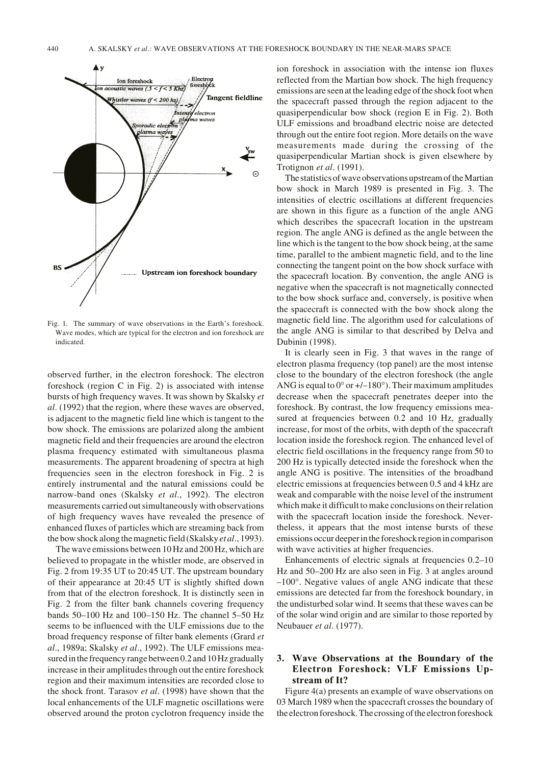Fig. 1. The summary of wave observations in the Earth's foreshock. Wave modes, which are typical for the electron and ion foreshock are indicated.

observed further, in the electron foreshock. The electron foreshock (region C in Fig. 2) is associated with intense bursts of high frequency waves. It was shown by Skalsky *et al*. (1992) that the region, where these waves are observed, is adjacent to the magnetic field line which is tangent to the bow shock. The emissions are polarized along the ambient magnetic field and their frequencies are around the electron plasma frequency estimated with simultaneous plasma measurements. The apparent broadening of spectra at high frequencies seen in the electron foreshock in Fig. 2 is entirely instrumental and the natural emissions could be narrow-band ones (Skalsky *et al*., 1992). The electron measurements carried out simultaneously with observations of high frequency waves have revealed the presence of enhanced fluxes of particles which are streaming back from the bow shock along the magnetic field (Skalsky *et al*., 1993).

The wave emissions between 10 Hz and 200 Hz, which are believed to propagate in the whistler mode, are observed in Fig. 2 from 19:35 UT to 20:45 UT. The upstream boundary of their appearance at 20:45 UT is slightly shifted down from that of the electron foreshock. It is distinctly seen in Fig. 2 from the filter bank channels covering frequency bands 50–100 Hz and 100–150 Hz. The channel 5–50 Hz seems to be influenced with the ULF emissions due to the broad frequency response of filter bank elements (Grard *et al*., 1989a; Skalsky *et al*., 1992). The ULF emissions measured in the frequency range between 0.2 and 10 Hz gradually increase in their amplitudes through out the entire foreshock region and their maximum intensities are recorded close to the shock front. Tarasov *et al*. (1998) have shown that the local enhancements of the ULF magnetic oscillations were observed around the proton cyclotron frequency inside the ion foreshock in association with the intense ion fluxes reflected from the Martian bow shock. The high frequency emissions are seen at the leading edge of the shock foot when the spacecraft passed through the region adjacent to the quasiperpendicular bow shock (region E in Fig. 2). Both ULF emissions and broadband electric noise are detected through out the entire foot region. More details on the wave measurements made during the crossing of the quasiperpendicular Martian shock is given elsewhere by Trotignon *et al*. (1991).

The statistics of wave observations upstream of the Martian bow shock in March 1989 is presented in Fig. 3. The intensities of electric oscillations at different frequencies are shown in this figure as a function of the angle ANG which describes the spacecraft location in the upstream region. The angle ANG is defined as the angle between the line which is the tangent to the bow shock being, at the same time, parallel to the ambient magnetic field, and to the line connecting the tangent point on the bow shock surface with the spacecraft location. By convention, the angle ANG is negative when the spacecraft is not magnetically connected to the bow shock surface and, conversely, is positive when the spacecraft is connected with the bow shock along the magnetic field line. The algorithm used for calculations of the angle ANG is similar to that described by Delva and Dubinin (1998).

It is clearly seen in Fig. 3 that waves in the range of electron plasma frequency (top panel) are the most intense close to the boundary of the electron foreshock (the angle ANG is equal to 0° or +/–180°). Their maximum amplitudes decrease when the spacecraft penetrates deeper into the foreshock. By contrast, the low frequency emissions measured at frequencies between 0.2 and 10 Hz, gradually increase, for most of the orbits, with depth of the spacecraft location inside the foreshock region. The enhanced level of electric field oscillations in the frequency range from 50 to 200 Hz is typically detected inside the foreshock when the angle ANG is positive. The intensities of the broadband electric emissions at frequencies between 0.5 and 4 kHz are weak and comparable with the noise level of the instrument which make it difficult to make conclusions on their relation with the spacecraft location inside the foreshock. Nevertheless, it appears that the most intense bursts of these emissions occur deeper in the foreshock region in comparison with wave activities at higher frequencies.

Enhancements of electric signals at frequencies 0.2–10 Hz and 50–200 Hz are also seen in Fig. 3 at angles around –100°. Negative values of angle ANG indicate that these emissions are detected far from the foreshock boundary, in the undisturbed solar wind. It seems that these waves can be of the solar wind origin and are similar to those reported by Neubauer *et al*. (1977).

## 3. Wave Observations at the Boundary of the Electron Foreshock: VLF Emissions Upstream of It?

Figure 4(a) presents an example of wave observations on 03 March 1989 when the spacecraft crosses the boundary of the electron foreshock. The crossing of the electron foreshock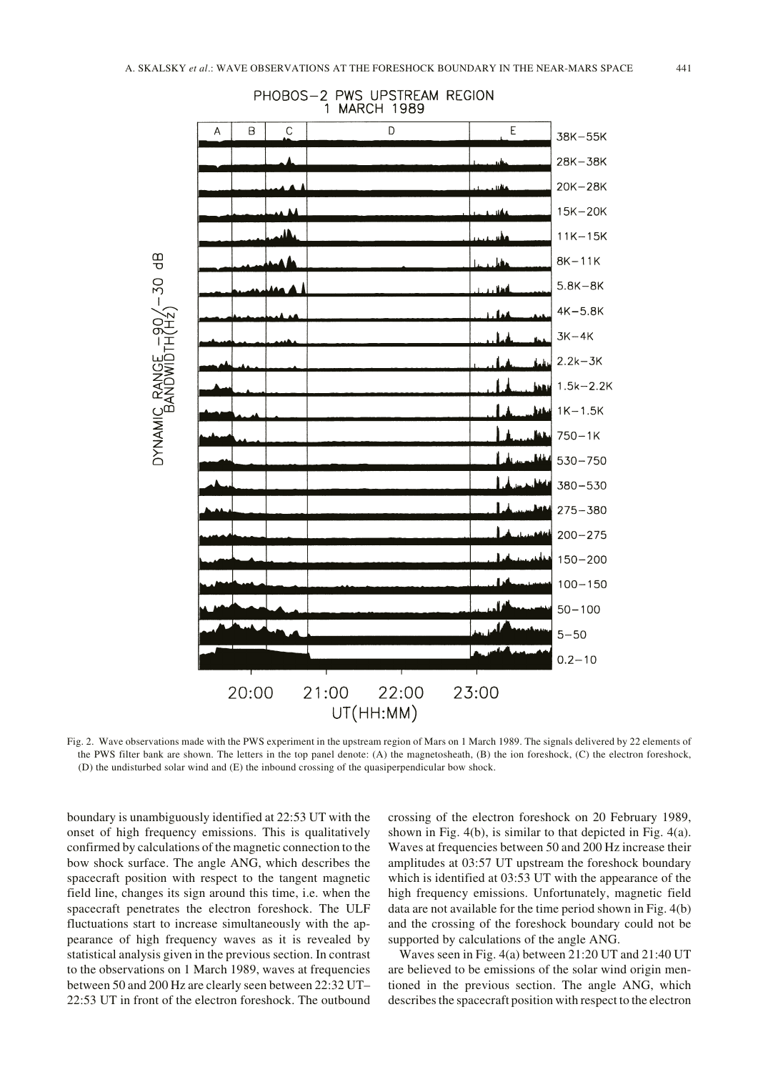Fig. 2. Wave observations made with the PWS experiment in the upstream region of Mars on 1 March 1989. The signals delivered by 22 elements of the PWS filter bank are shown. The letters in the top panel denote: (A) the magnetosheath, (B) the ion foreshock, (C) the electron foreshock, (D) the undisturbed solar wind and (E) the inbound crossing of the quasiperpendicular bow shock.

boundary is unambiguously identified at 22:53 UT with the onset of high frequency emissions. This is qualitatively confirmed by calculations of the magnetic connection to the bow shock surface. The angle ANG, which describes the spacecraft position with respect to the tangent magnetic field line, changes its sign around this time, i.e. when the spacecraft penetrates the electron foreshock. The ULF fluctuations start to increase simultaneously with the appearance of high frequency waves as it is revealed by statistical analysis given in the previous section. In contrast to the observations on 1 March 1989, waves at frequencies between 50 and 200 Hz are clearly seen between 22:32 UT–22:53 UT in front of the electron foreshock. The outbound crossing of the electron foreshock on 20 February 1989, shown in Fig. 4(b), is similar to that depicted in Fig. 4(a). Waves at frequencies between 50 and 200 Hz increase their amplitudes at 03:57 UT upstream the foreshock boundary which is identified at 03:53 UT with the appearance of the high frequency emissions. Unfortunately, magnetic field data are not available for the time period shown in Fig. 4(b) and the crossing of the foreshock boundary could not be supported by calculations of the angle ANG.

Waves seen in Fig. 4(a) between 21:20 UT and 21:40 UT are believed to be emissions of the solar wind origin mentioned in the previous section. The angle ANG, which describes the spacecraft position with respect to the electron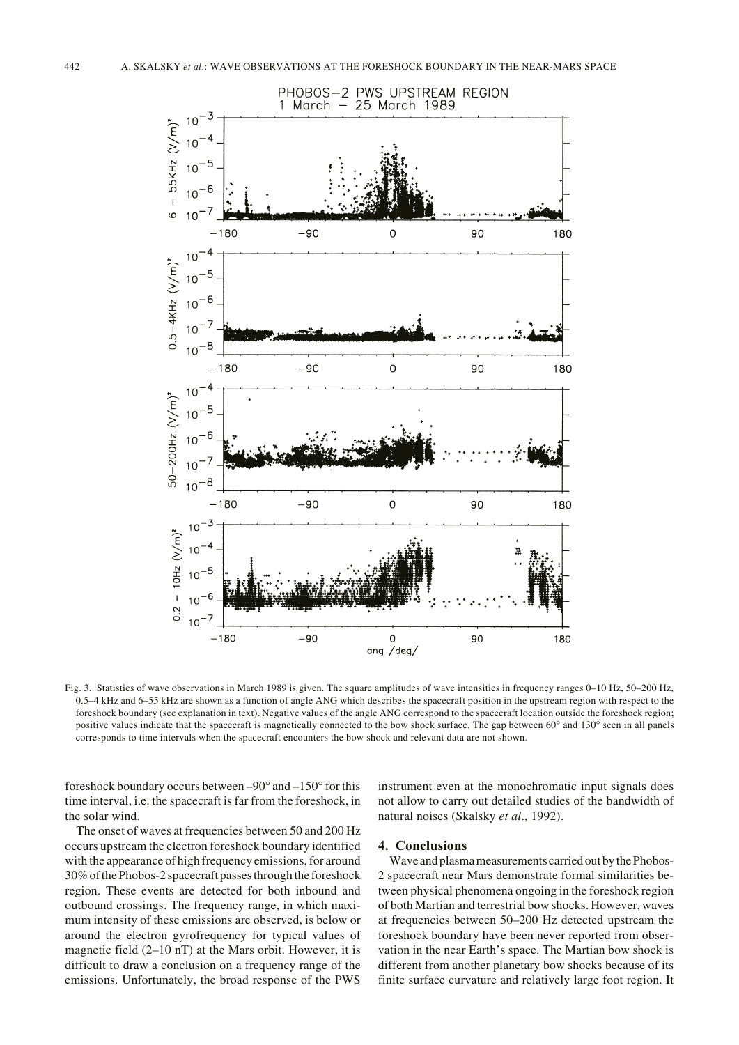Fig. 3. Statistics of wave observations in March 1989 is given. The square amplitudes of wave intensities in frequency ranges 0–10 Hz, 50–200 Hz, 0.5–4 kHz and 6–55 kHz are shown as a function of angle ANG which describes the spacecraft position in the upstream region with respect to the foreshock boundary (see explanation in text). Negative values of the angle ANG correspond to the spacecraft location outside the foreshock region; positive values indicate that the spacecraft is magnetically connected to the bow shock surface. The gap between 60° and 130° seen in all panels corresponds to time intervals when the spacecraft encounters the bow shock and relevant data are not shown.

foreshock boundary occurs between –90° and –150° for this time interval, i.e. the spacecraft is far from the foreshock, in the solar wind.

The onset of waves at frequencies between 50 and 200 Hz occurs upstream the electron foreshock boundary identified with the appearance of high frequency emissions, for around 30% of the Phobos-2 spacecraft passes through the foreshock region. These events are detected for both inbound and outbound crossings. The frequency range, in which maximum intensity of these emissions are observed, is below or around the electron gyrofrequency for typical values of magnetic field (2–10 nT) at the Mars orbit. However, it is difficult to draw a conclusion on a frequency range of the emissions. Unfortunately, the broad response of the PWS instrument even at the monochromatic input signals does not allow to carry out detailed studies of the bandwidth of natural noises (Skalsky *et al*., 1992).

## 4. Conclusions

Wave and plasma measurements carried out by the Phobos-2 spacecraft near Mars demonstrate formal similarities between physical phenomena ongoing in the foreshock region of both Martian and terrestrial bow shocks. However, waves at frequencies between 50–200 Hz detected upstream the foreshock boundary have been never reported from observation in the near Earth's space. The Martian bow shock is different from another planetary bow shocks because of its finite surface curvature and relatively large foot region. It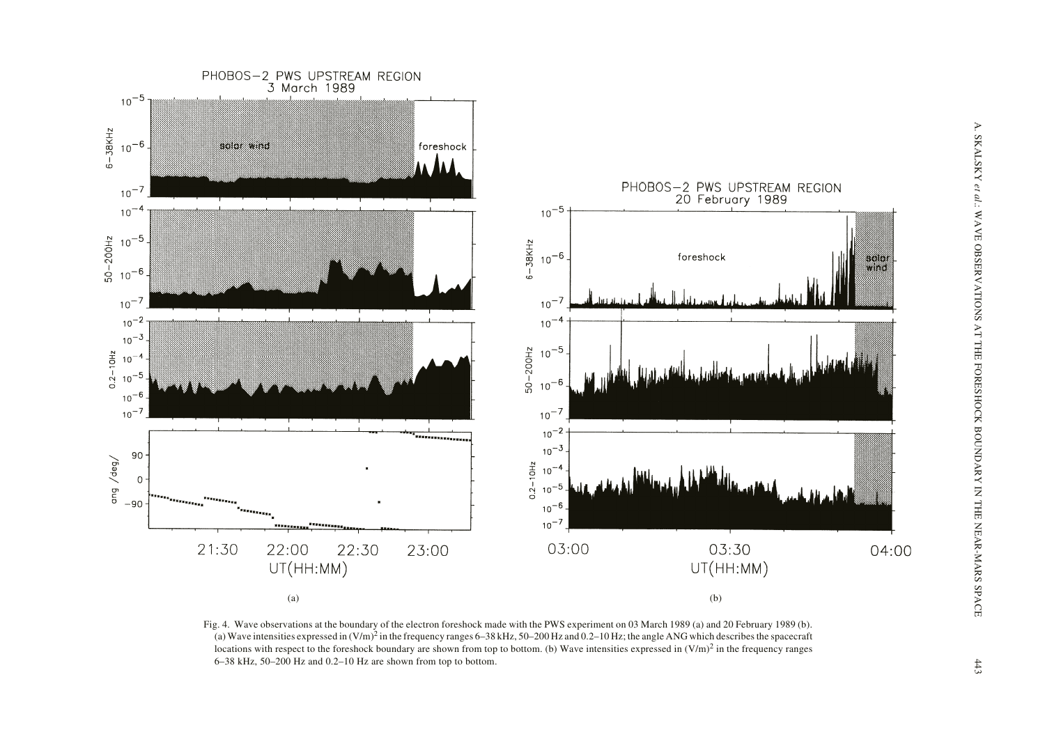Fig. 4. Wave observations at the boundary of the electron foreshock made with the PWS experiment on 03 March 1989 (a) and 20 February 1989 (b). (a) Wave intensities expressed in $(V/m)^2$ in the frequency ranges 6–38 kHz, 50–200 Hz and 0.2–10 Hz; the angle ANG which describes the spacecraft locations with respect to the foreshock boundary are shown from top to bottom. (b) Wave intensities expressed in $(V/m)^2$ in the frequency ranges 6–38 kHz, 50–200 Hz and 0.2–10 Hz are shown from top to bottom.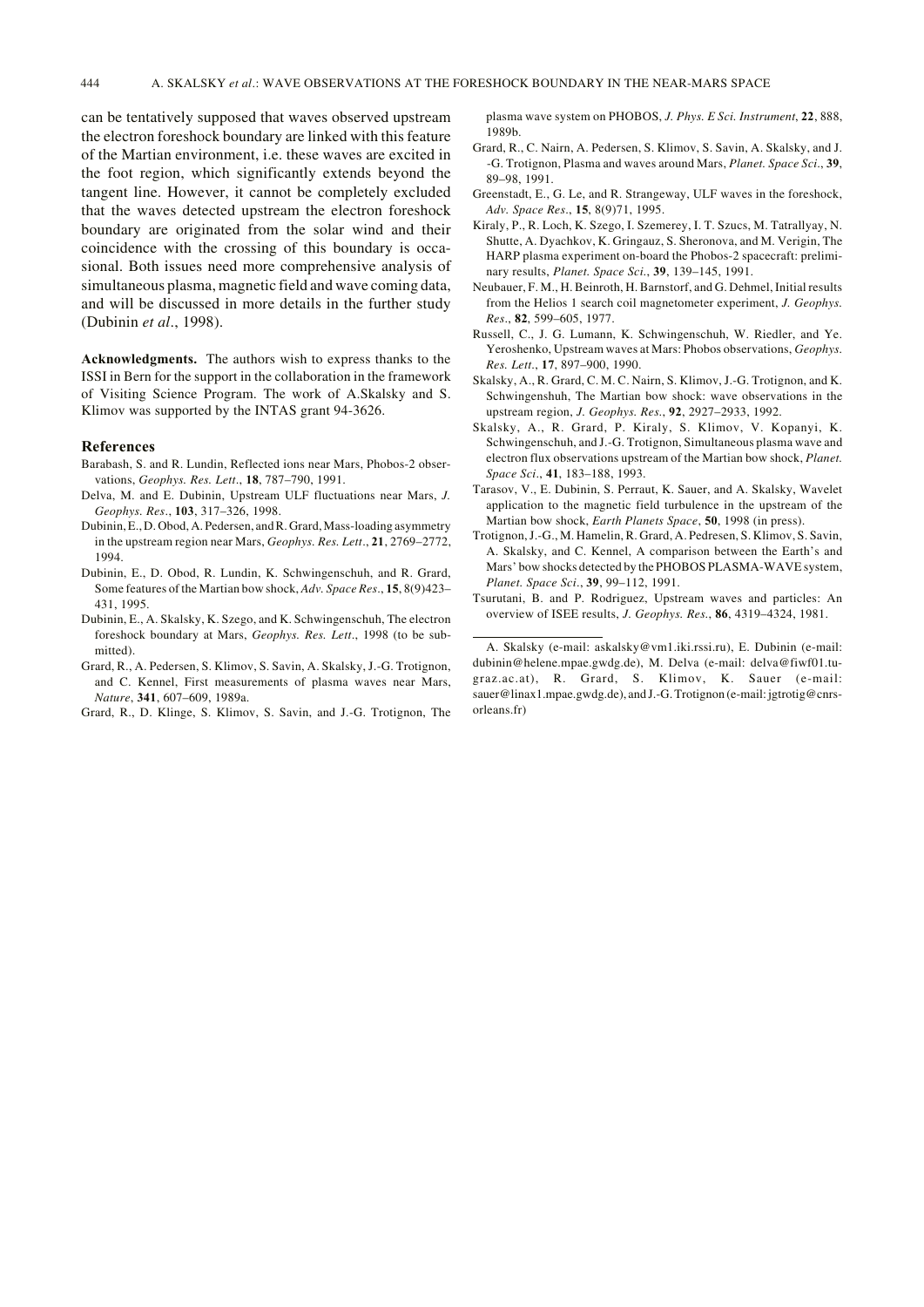can be tentatively supposed that waves observed upstream the electron foreshock boundary are linked with this feature of the Martian environment, i.e. these waves are excited in the foot region, which significantly extends beyond the tangent line. However, it cannot be completely excluded that the waves detected upstream the electron foreshock boundary are originated from the solar wind and their coincidence with the crossing of this boundary is occasional. Both issues need more comprehensive analysis of simultaneous plasma, magnetic field and wave coming data, and will be discussed in more details in the further study (Dubinin *et al*., 1998).

**Acknowledgments.** The authors wish to express thanks to the ISSI in Bern for the support in the collaboration in the framework of Visiting Science Program. The work of A.Skalsky and S. Klimov was supported by the INTAS grant 94-3626.

## References

Barabash, S. and R. Lundin, Reflected ions near Mars, Phobos-2 observations, *Geophys. Res. Lett*., **18**, 787–790, 1991.

Delva, M. and E. Dubinin, Upstream ULF fluctuations near Mars, *J. Geophys. Res*., **103**, 317–326, 1998.

Dubinin, E., D. Obod, A. Pedersen, and R. Grard, Mass-loading asymmetry in the upstream region near Mars, *Geophys. Res. Lett*., **21**, 2769–2772, 1994.

Dubinin, E., D. Obod, R. Lundin, K. Schwingenschuh, and R. Grard, Some features of the Martian bow shock, *Adv. Space Res*., **15**, 8(9)423–431, 1995.

Dubinin, E., A. Skalsky, K. Szego, and K. Schwingenschuh, The electron foreshock boundary at Mars, *Geophys. Res. Lett*., 1998 (to be submitted).

Grard, R., A. Pedersen, S. Klimov, S. Savin, A. Skalsky, J.-G. Trotignon, and C. Kennel, First measurements of plasma waves near Mars, *Nature*, **341**, 607–609, 1989a.

Grard, R., D. Klinge, S. Klimov, S. Savin, and J.-G. Trotignon, The plasma wave system on PHOBOS, *J. Phys. E Sci. Instrument*, **22**, 888, 1989b.

Grard, R., C. Nairn, A. Pedersen, S. Klimov, S. Savin, A. Skalsky, and J. -G. Trotignon, Plasma and waves around Mars, *Planet. Space Sci*., **39**, 89–98, 1991.

Greenstadt, E., G. Le, and R. Strangeway, ULF waves in the foreshock, *Adv. Space Res*., **15**, 8(9)71, 1995.

Kiraly, P., R. Loch, K. Szego, I. Szemerey, I. T. Szucs, M. Tatrallyay, N. Shutte, A. Dyachkov, K. Gringauz, S. Sheronova, and M. Verigin, The HARP plasma experiment on-board the Phobos-2 spacecraft: preliminary results, *Planet. Space Sci*., **39**, 139–145, 1991.

Neubauer, F. M., H. Beinroth, H. Barnstorf, and G. Dehmel, Initial results from the Helios 1 search coil magnetometer experiment, *J. Geophys. Res*., **82**, 599–605, 1977.

Russell, C., J. G. Lumann, K. Schwingenschuh, W. Riedler, and Ye. Yeroshenko, Upstream waves at Mars: Phobos observations, *Geophys. Res. Lett*., **17**, 897–900, 1990.

Skalsky, A., R. Grard, C. M. C. Nairn, S. Klimov, J.-G. Trotignon, and K. Schwingenshuh, The Martian bow shock: wave observations in the upstream region, *J. Geophys. Res*., **92**, 2927–2933, 1992.

Skalsky, A., R. Grard, P. Kiraly, S. Klimov, V. Kopanyi, K. Schwingenschuh, and J.-G. Trotignon, Simultaneous plasma wave and electron flux observations upstream of the Martian bow shock, *Planet. Space Sci*., **41**, 183–188, 1993.

Tarasov, V., E. Dubinin, S. Perraut, K. Sauer, and A. Skalsky, Wavelet application to the magnetic field turbulence in the upstream of the Martian bow shock, *Earth Planets Space*, **50**, 1998 (in press).

Trotignon, J.-G., M. Hamelin, R. Grard, A. Pedresen, S. Klimov, S. Savin, A. Skalsky, and C. Kennel, A comparison between the Earth's and Mars' bow shocks detected by the PHOBOS PLASMA-WAVE system, *Planet. Space Sci*., **39**, 99–112, 1991.

Tsurutani, B. and P. Rodriguez, Upstream waves and particles: An overview of ISEE results, *J. Geophys. Res*., **86**, 4319–4324, 1981.

---

A. Skalsky (e-mail: askalsky@vm1.iki.rssi.ru), E. Dubinin (e-mail: dubinin@helene.mpae.gwdg.de), M. Delva (e-mail: delva@fiwf01.tu-graz.ac.at), R. Grard, S. Klimov, K. Sauer (e-mail: sauer@linax1.mpae.gwdg.de), and J.-G. Trotignon (e-mail: jgtrotig@cnrs-orleans.fr)